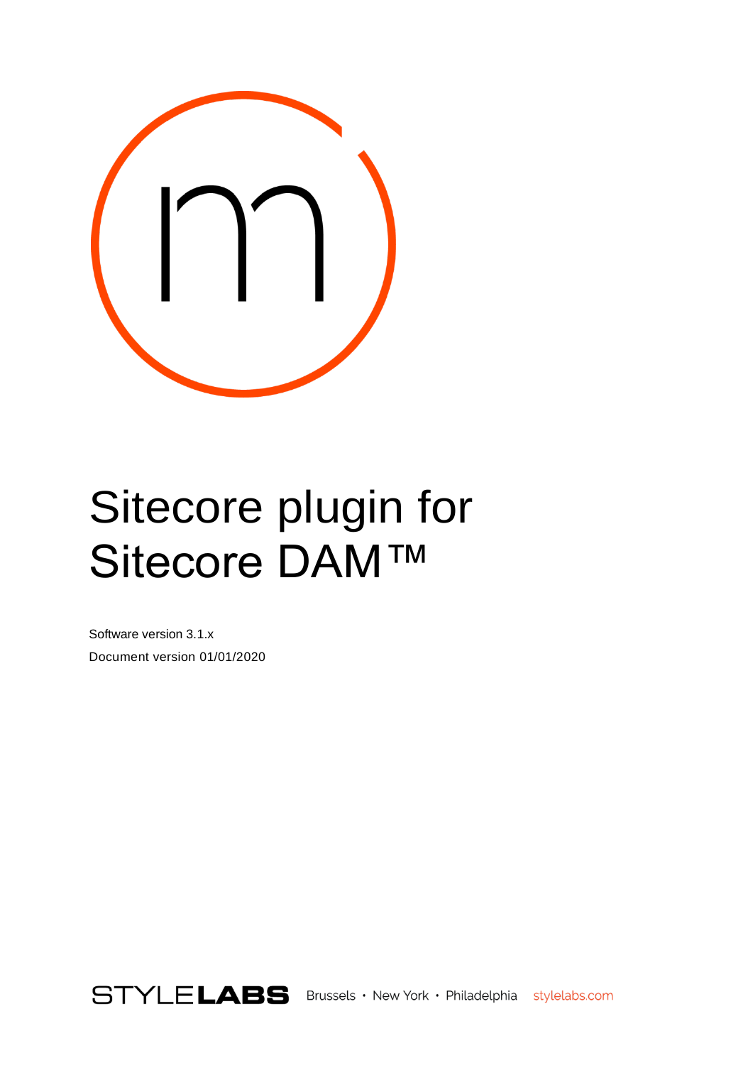# Sitecore plugin for Sitecore DAM™

Software version 3.1.x

Document version 01/01/2020

STYLELABS Brussels • New York • Philadelphia stylelabs.com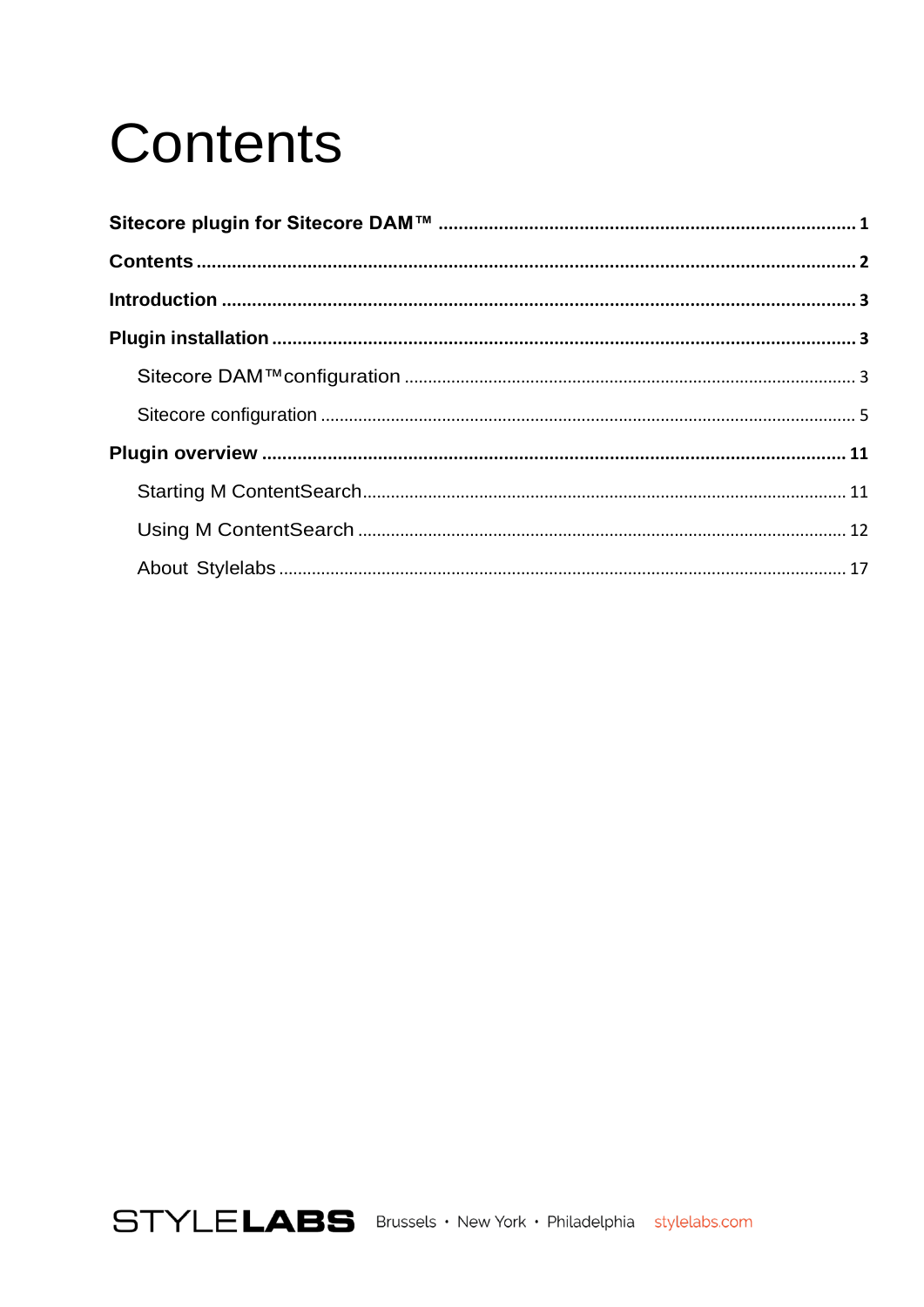# Contents

**Sitecore plugin for Sitecore DAM™** ........ **1**

**Contents** ........ **2**

**Introduction** ........ **3**

**Plugin installation** ........ **3**

- Sitecore DAM™configuration ........ 3
- Sitecore configuration ........ 5

**Plugin overview** ........ **11**

- Starting M ContentSearch ........ 11
- Using M ContentSearch ........ 12
- About Stylelabs ........ 17

STYLELABS Brussels · New York · Philadelphia stylelabs.com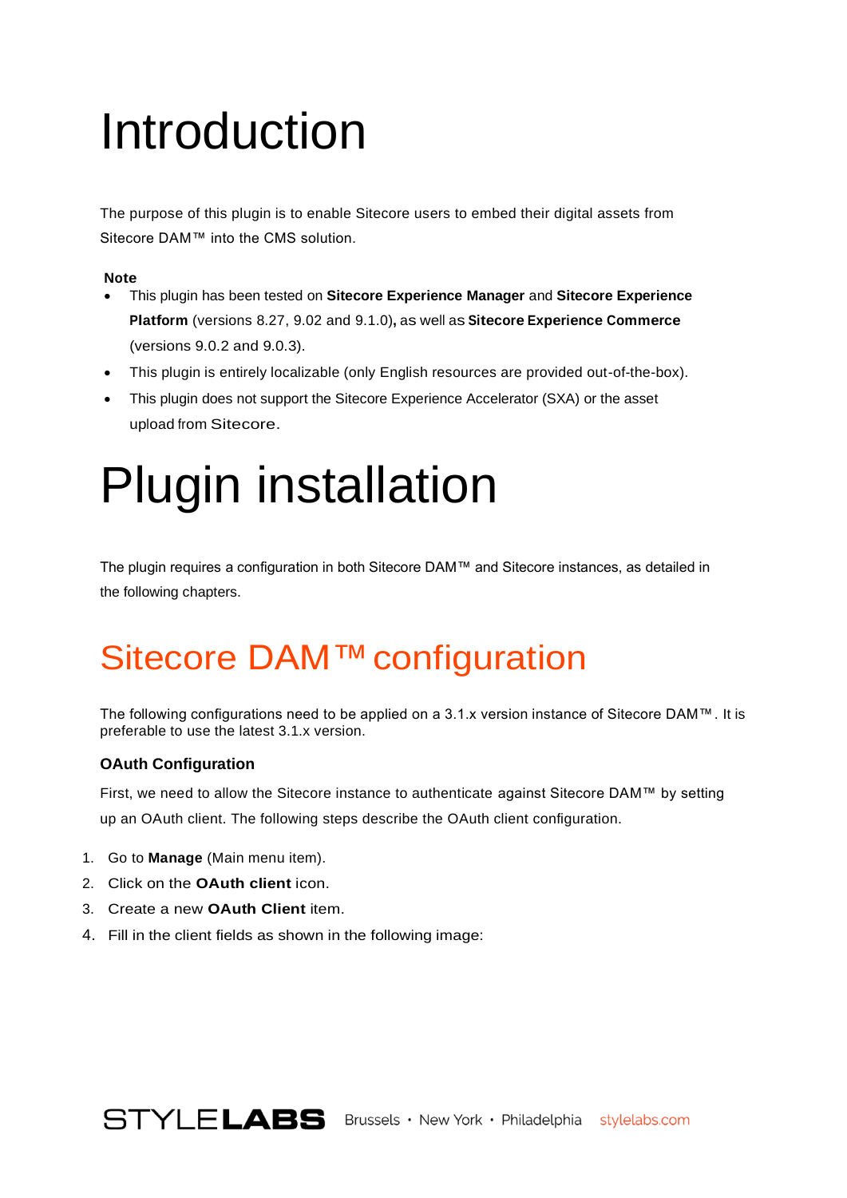# Introduction

The purpose of this plugin is to enable Sitecore users to embed their digital assets from Sitecore DAM™ into the CMS solution.

**Note**

- This plugin has been tested on **Sitecore Experience Manager** and **Sitecore Experience Platform** (versions 8.27, 9.02 and 9.1.0)**,** as well as **Sitecore Experience Commerce** (versions 9.0.2 and 9.0.3).
- This plugin is entirely localizable (only English resources are provided out-of-the-box).
- This plugin does not support the Sitecore Experience Accelerator (SXA) or the asset upload from Sitecore.

# Plugin installation

The plugin requires a configuration in both Sitecore DAM™ and Sitecore instances, as detailed in the following chapters.

## Sitecore DAM™ configuration

The following configurations need to be applied on a 3.1.x version instance of Sitecore DAM™. It is preferable to use the latest 3.1.x version.

### OAuth Configuration

First, we need to allow the Sitecore instance to authenticate against Sitecore DAM™ by setting up an OAuth client. The following steps describe the OAuth client configuration.

1. Go to **Manage** (Main menu item).
2. Click on the **OAuth client** icon.
3. Create a new **OAuth Client** item.
4. Fill in the client fields as shown in the following image: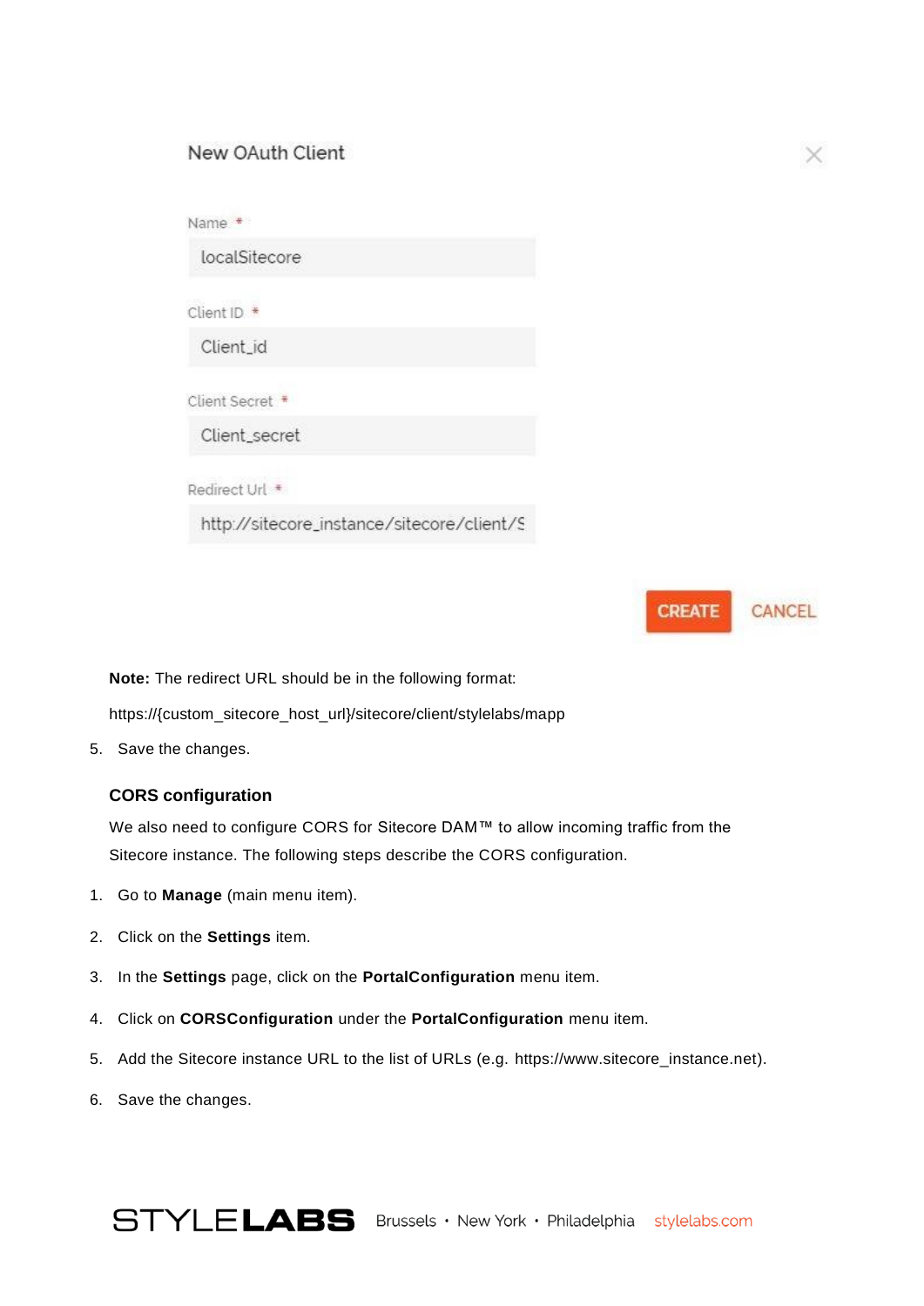New OAuth Client

Name *

localSitecore

Client ID *

Client_id

Client Secret *

Client_secret

Redirect Url *

http://sitecore_instance/sitecore/client/S

CREATE CANCEL

**Note:** The redirect URL should be in the following format:

https://{custom_sitecore_host_url}/sitecore/client/stylelabs/mapp

5. Save the changes.

### CORS configuration

We also need to configure CORS for Sitecore DAM™ to allow incoming traffic from the Sitecore instance. The following steps describe the CORS configuration.

1. Go to **Manage** (main menu item).
2. Click on the **Settings** item.
3. In the **Settings** page, click on the **PortalConfiguration** menu item.
4. Click on **CORSConfiguration** under the **PortalConfiguration** menu item.
5. Add the Sitecore instance URL to the list of URLs (e.g. https://www.sitecore_instance.net).
6. Save the changes.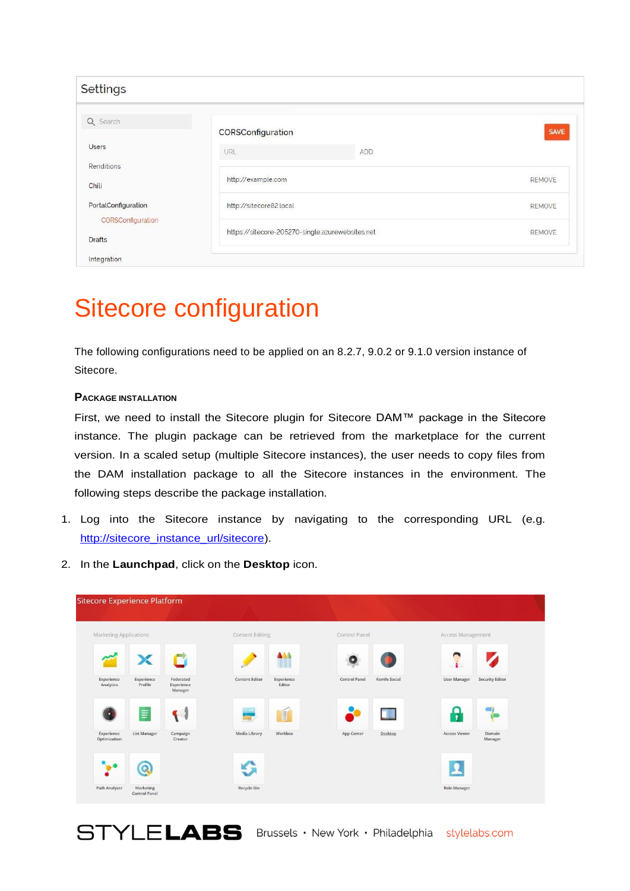# Sitecore configuration

The following configurations need to be applied on an 8.2.7, 9.0.2 or 9.1.0 version instance of Sitecore.

### Package installation

First, we need to install the Sitecore plugin for Sitecore DAM™ package in the Sitecore instance. The plugin package can be retrieved from the marketplace for the current version. In a scaled setup (multiple Sitecore instances), the user needs to copy files from the DAM installation package to all the Sitecore instances in the environment. The following steps describe the package installation.

1. Log into the Sitecore instance by navigating to the corresponding URL (e.g. http://sitecore_instance_url/sitecore).
2. In the **Launchpad**, click on the **Desktop** icon.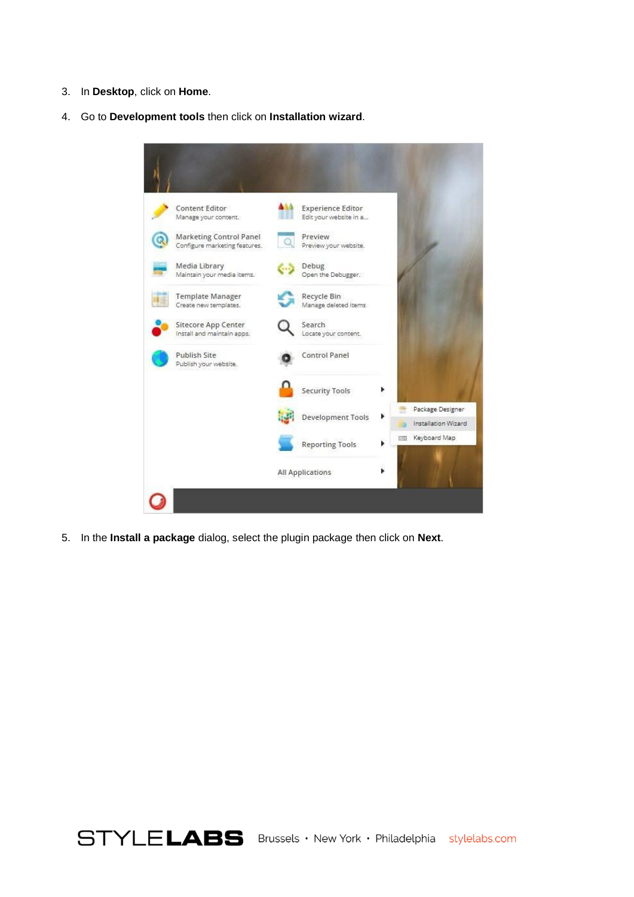3. In **Desktop**, click on **Home**.
4. Go to **Development tools** then click on **Installation wizard**.

5. In the **Install a package** dialog, select the plugin package then click on **Next**.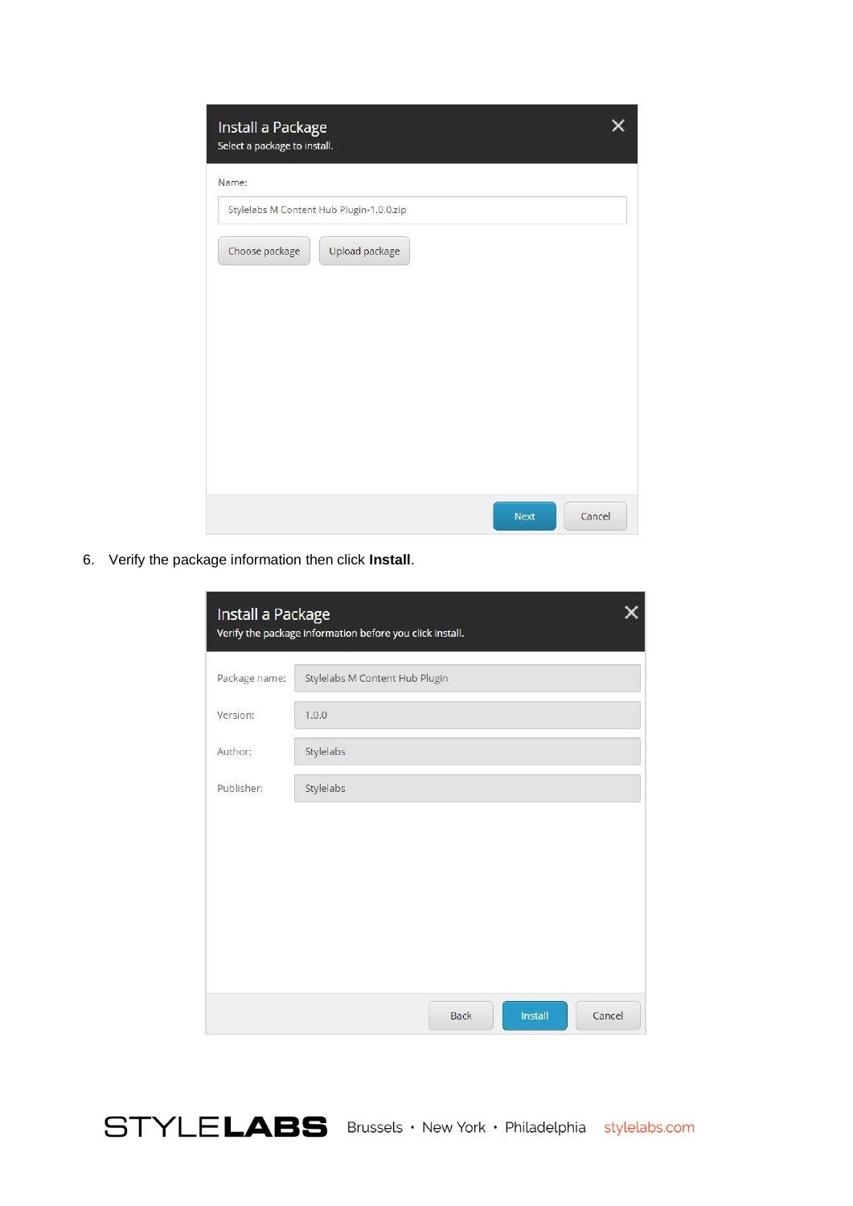6. Verify the package information then click **Install**.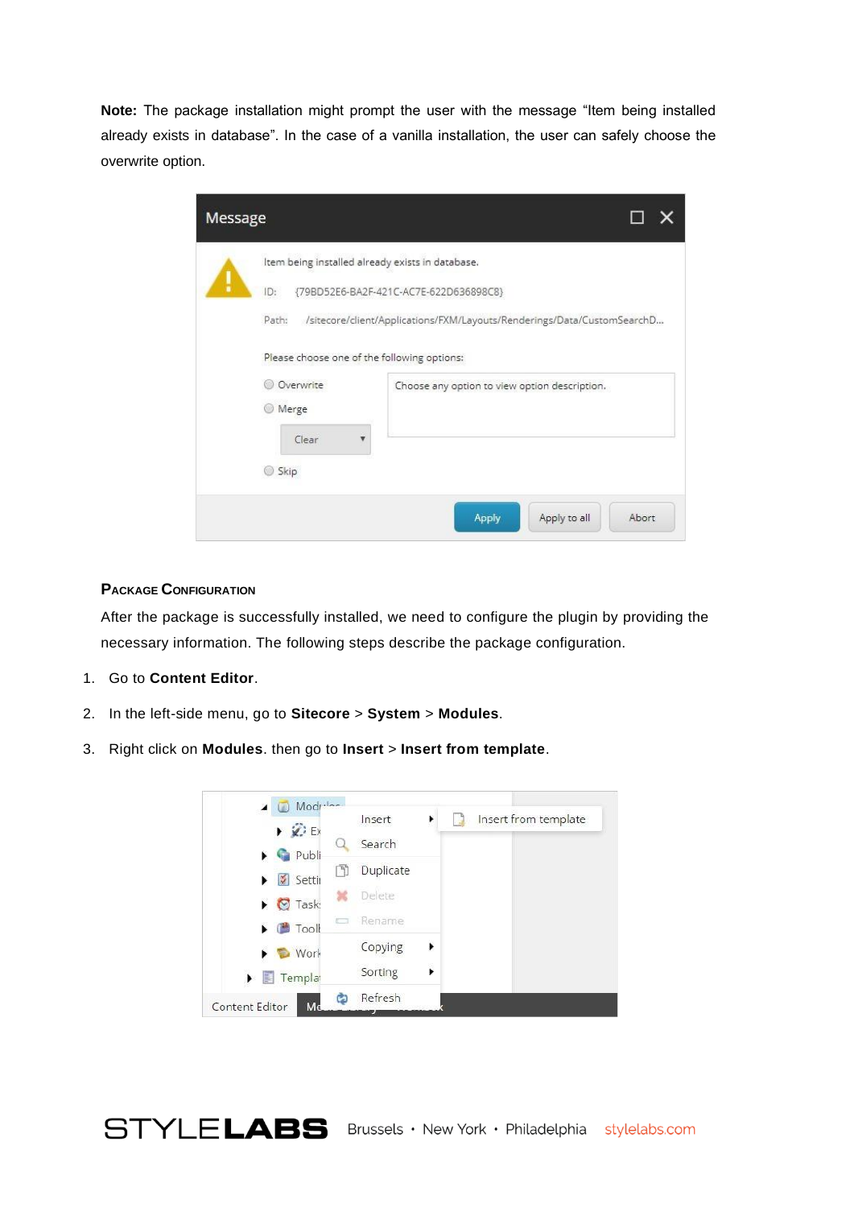**Note:** The package installation might prompt the user with the message "Item being installed already exists in database". In the case of a vanilla installation, the user can safely choose the overwrite option.

### Package Configuration

After the package is successfully installed, we need to configure the plugin by providing the necessary information. The following steps describe the package configuration.

1. Go to **Content Editor**.
2. In the left-side menu, go to **Sitecore** > **System** > **Modules**.
3. Right click on **Modules**. then go to **Insert** > **Insert from template**.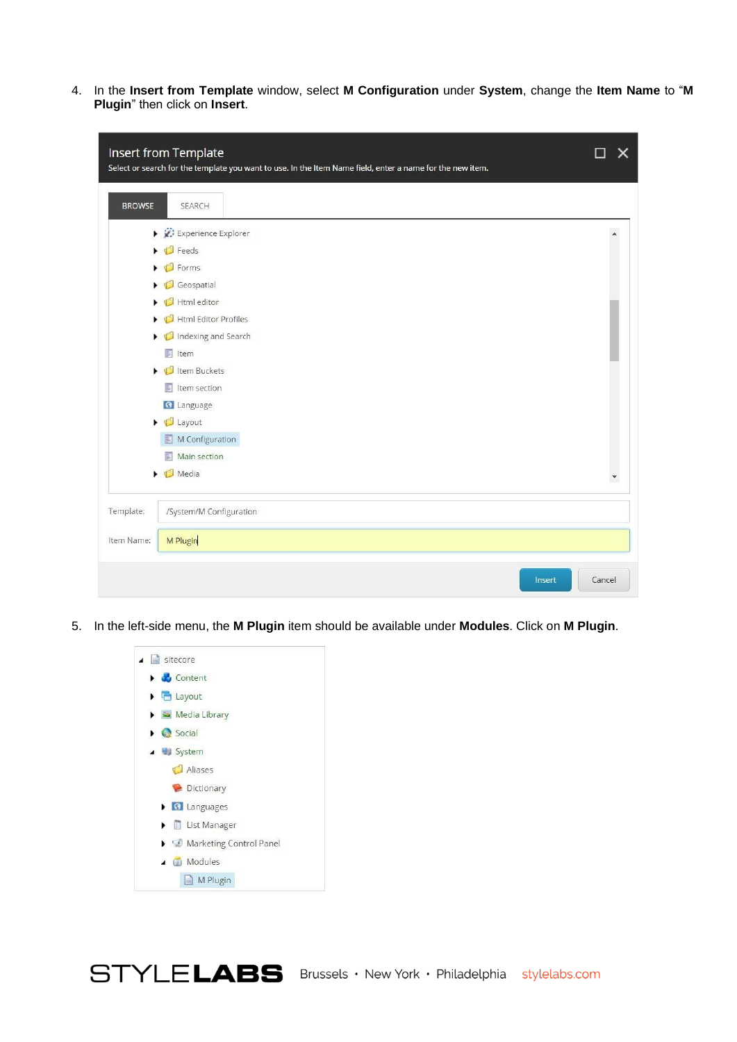4. In the **Insert from Template** window, select **M Configuration** under **System**, change the **Item Name** to "**M Plugin**" then click on **Insert**.

5. In the left-side menu, the **M Plugin** item should be available under **Modules**. Click on **M Plugin**.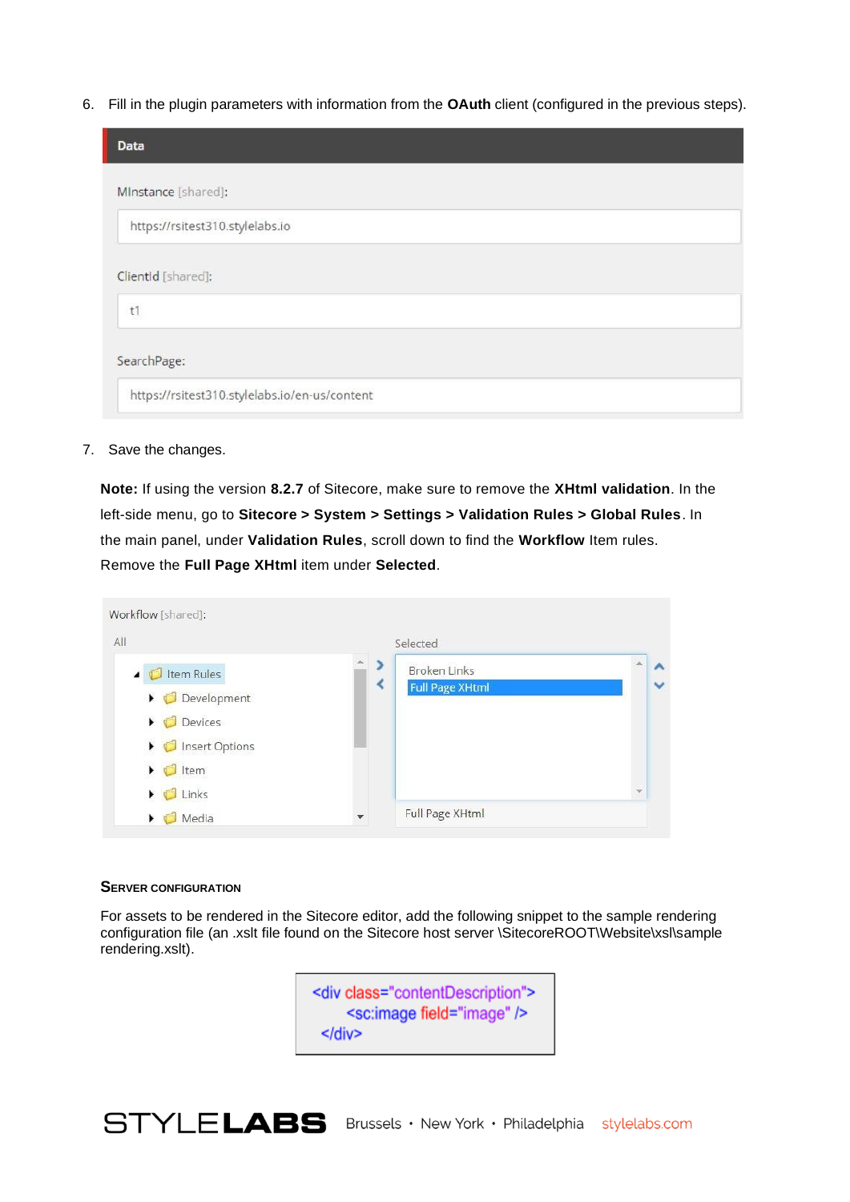6. Fill in the plugin parameters with information from the **OAuth** client (configured in the previous steps).

**Data**

MInstance [shared]:

https://rsitest310.stylelabs.io

ClientId [shared]:

t1

SearchPage:

https://rsitest310.stylelabs.io/en-us/content

7. Save the changes.

**Note:** If using the version **8.2.7** of Sitecore, make sure to remove the **XHtml validation**. In the left-side menu, go to **Sitecore > System > Settings > Validation Rules > Global Rules**. In the main panel, under **Validation Rules**, scroll down to find the **Workflow** Item rules. Remove the **Full Page XHtml** item under **Selected**.

Workflow [shared]:

All

- Item Rules
  - Development
  - Devices
  - Insert Options
  - Item
  - Links
  - Media

Selected

- Broken Links
- Full Page XHtml

Full Page XHtml

### Server Configuration

For assets to be rendered in the Sitecore editor, add the following snippet to the sample rendering configuration file (an .xslt file found on the Sitecore host server \SitecoreROOT\Website\xsl\sample rendering.xslt).

```
<div class="contentDescription">
    <sc:image field="image" />
</div>
```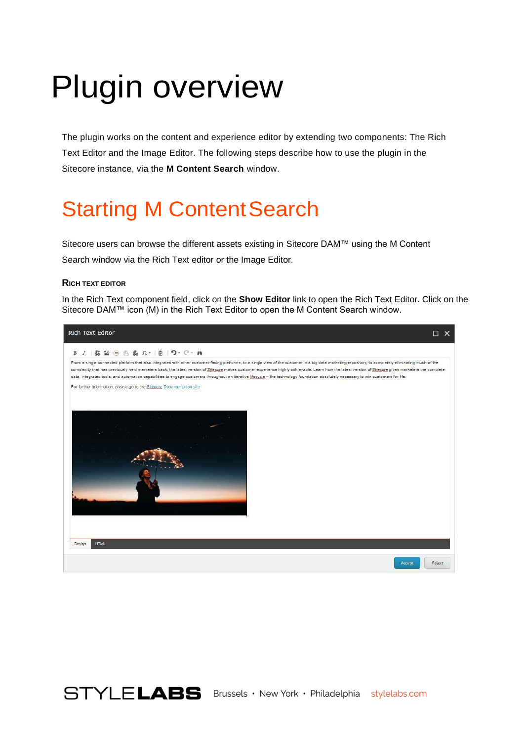# Plugin overview

The plugin works on the content and experience editor by extending two components: The Rich Text Editor and the Image Editor. The following steps describe how to use the plugin in the Sitecore instance, via the **M Content Search** window.

## Starting M Content Search

Sitecore users can browse the different assets existing in Sitecore DAM™ using the M Content Search window via the Rich Text editor or the Image Editor.

### Rich Text Editor

In the Rich Text component field, click on the **Show Editor** link to open the Rich Text Editor. Click on the Sitecore DAM™ icon (M) in the Rich Text Editor to open the M Content Search window.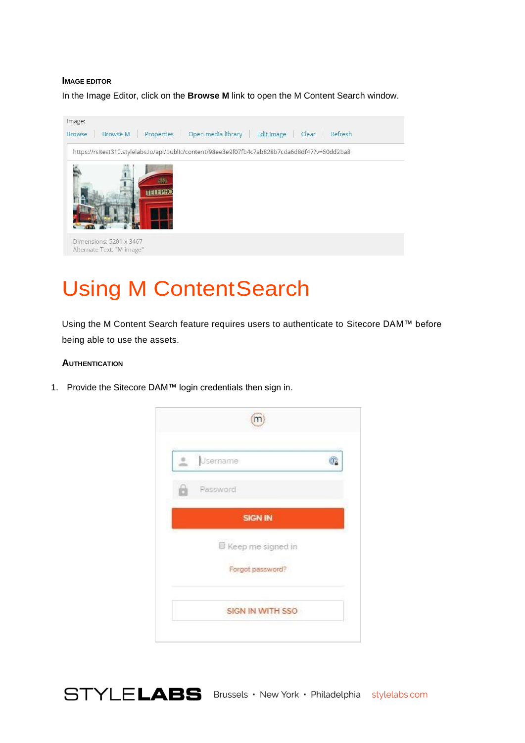#### IMAGE EDITOR

In the Image Editor, click on the **Browse M** link to open the M Content Search window.

# Using M ContentSearch

Using the M Content Search feature requires users to authenticate to Sitecore DAM™ before being able to use the assets.

#### AUTHENTICATION

1. Provide the Sitecore DAM™ login credentials then sign in.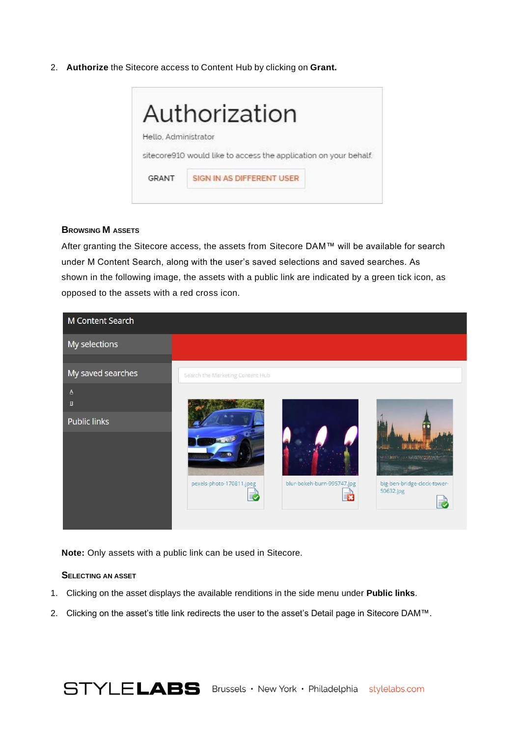2. **Authorize** the Sitecore access to Content Hub by clicking on **Grant.**

### Browsing M assets

After granting the Sitecore access, the assets from Sitecore DAM™ will be available for search under M Content Search, along with the user's saved selections and saved searches. As shown in the following image, the assets with a public link are indicated by a green tick icon, as opposed to the assets with a red cross icon.

**Note:** Only assets with a public link can be used in Sitecore.

### Selecting an asset

1. Clicking on the asset displays the available renditions in the side menu under **Public links**.
2. Clicking on the asset's title link redirects the user to the asset's Detail page in Sitecore DAM™.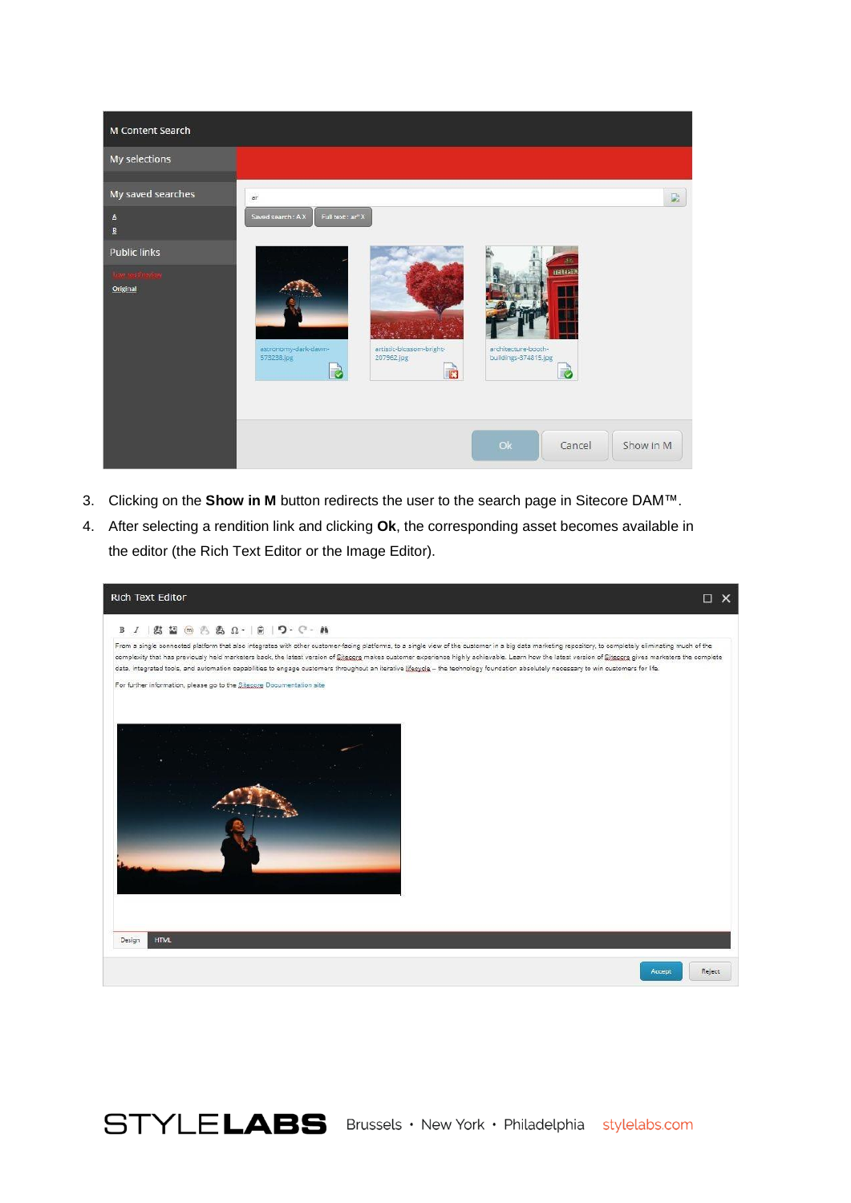3. Clicking on the **Show in M** button redirects the user to the search page in Sitecore DAM™.
4. After selecting a rendition link and clicking **Ok**, the corresponding asset becomes available in the editor (the Rich Text Editor or the Image Editor).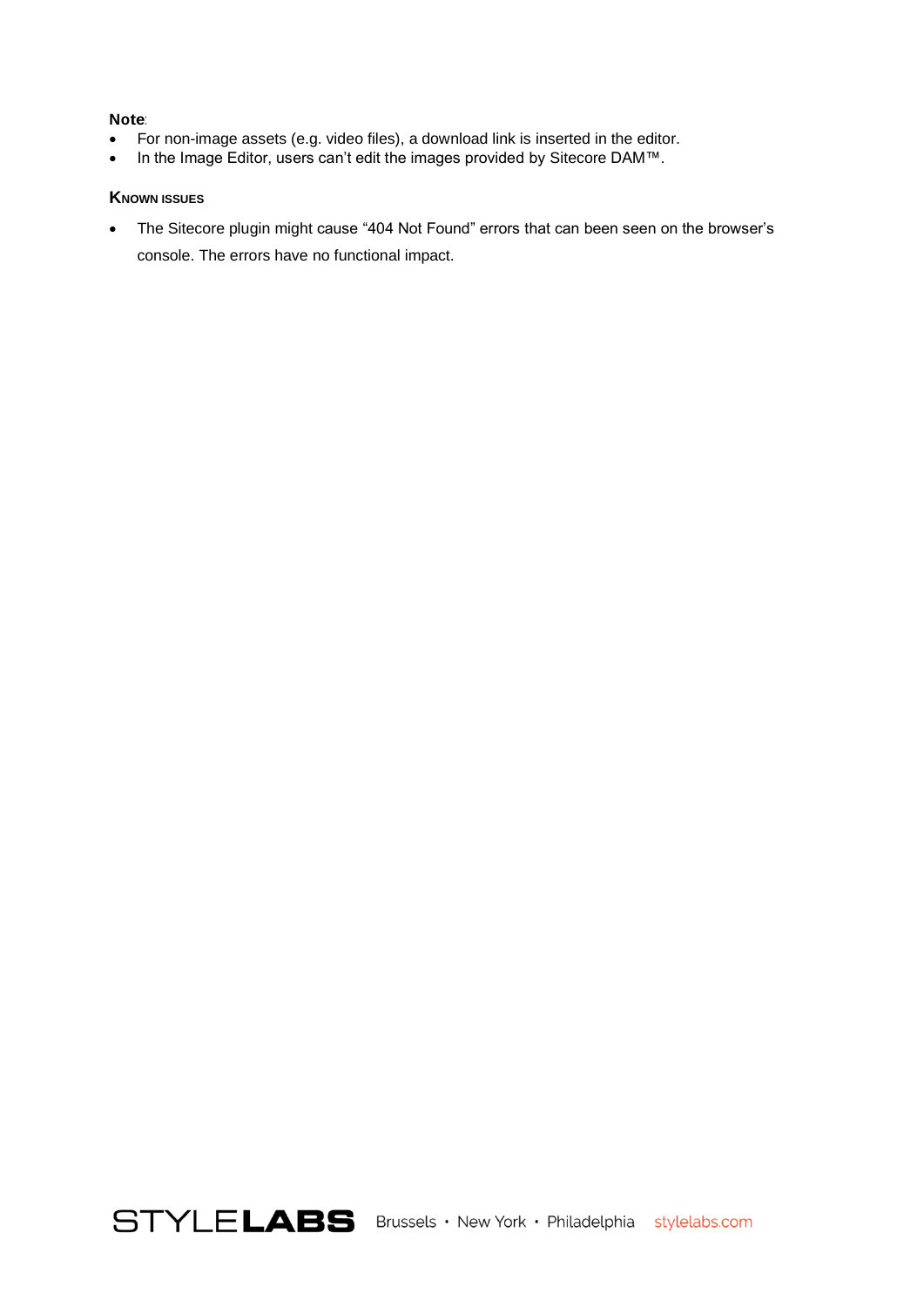**Note**:

- For non-image assets (e.g. video files), a download link is inserted in the editor.
- In the Image Editor, users can't edit the images provided by Sitecore DAM™.

### Known issues

- The Sitecore plugin might cause "404 Not Found" errors that can been seen on the browser's console. The errors have no functional impact.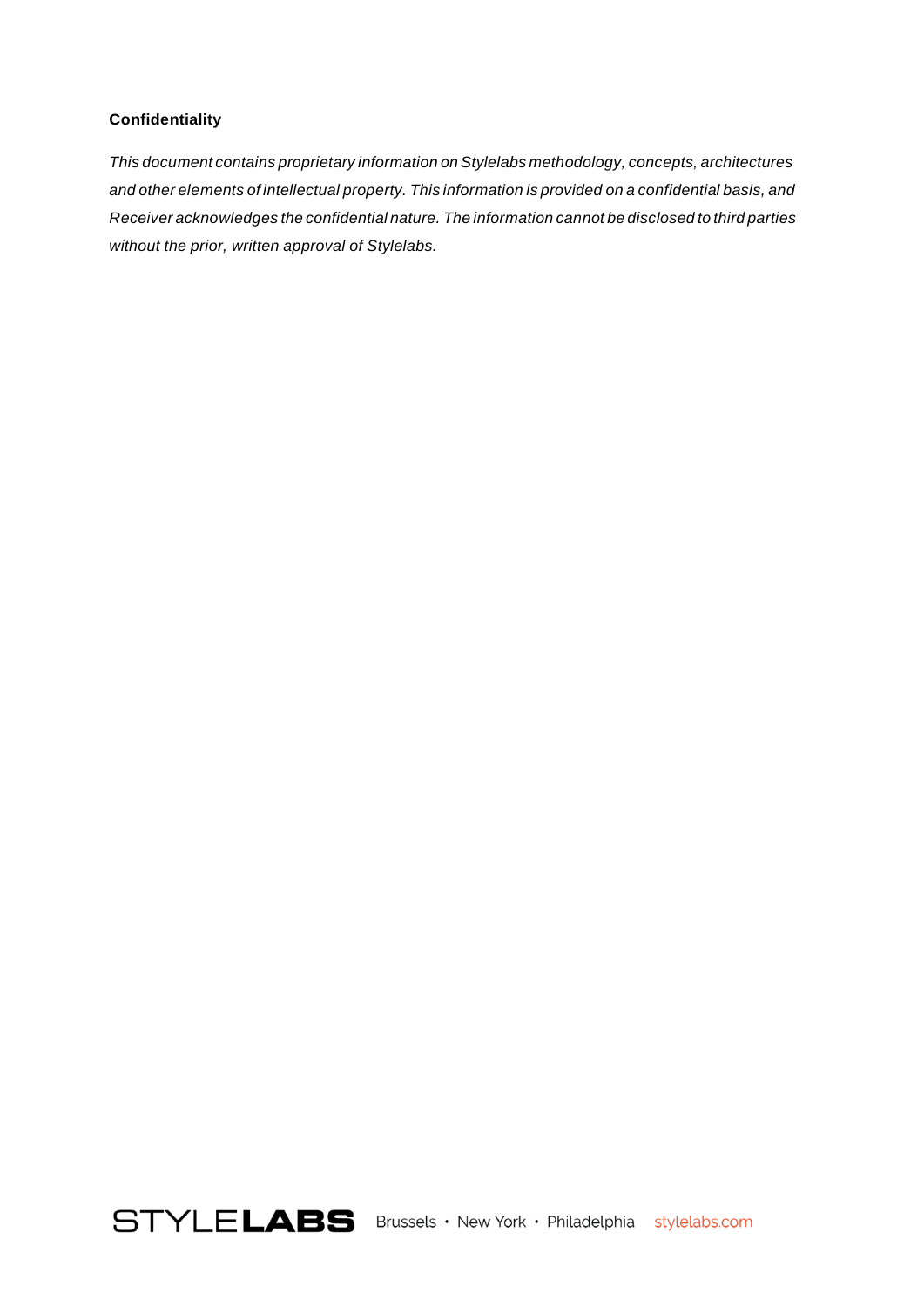**Confidentiality**

*This document contains proprietary information on Stylelabs methodology, concepts, architectures and other elements of intellectual property. This information is provided on a confidential basis, and Receiver acknowledges the confidential nature. The information cannot be disclosed to third parties without the prior, written approval of Stylelabs.*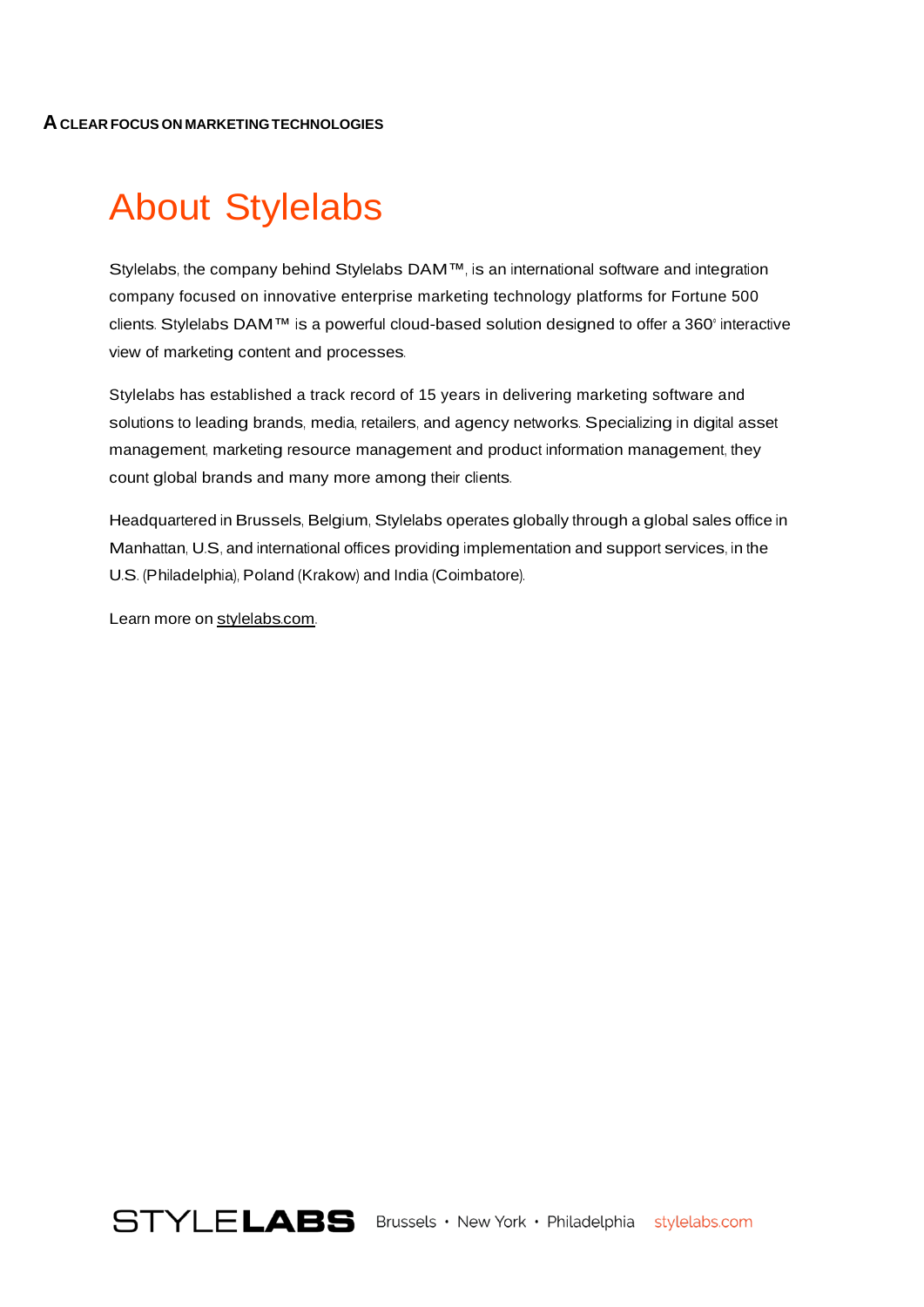**A CLEAR FOCUS ON MARKETING TECHNOLOGIES**

# About Stylelabs

Stylelabs, the company behind Stylelabs DAM™, is an international software and integration company focused on innovative enterprise marketing technology platforms for Fortune 500 clients. Stylelabs DAM™ is a powerful cloud-based solution designed to offer a 360° interactive view of marketing content and processes.

Stylelabs has established a track record of 15 years in delivering marketing software and solutions to leading brands, media, retailers, and agency networks. Specializing in digital asset management, marketing resource management and product information management, they count global brands and many more among their clients.

Headquartered in Brussels, Belgium, Stylelabs operates globally through a global sales office in Manhattan, U.S, and international offices providing implementation and support services, in the U.S. (Philadelphia), Poland (Krakow) and India (Coimbatore).

Learn more on stylelabs.com.